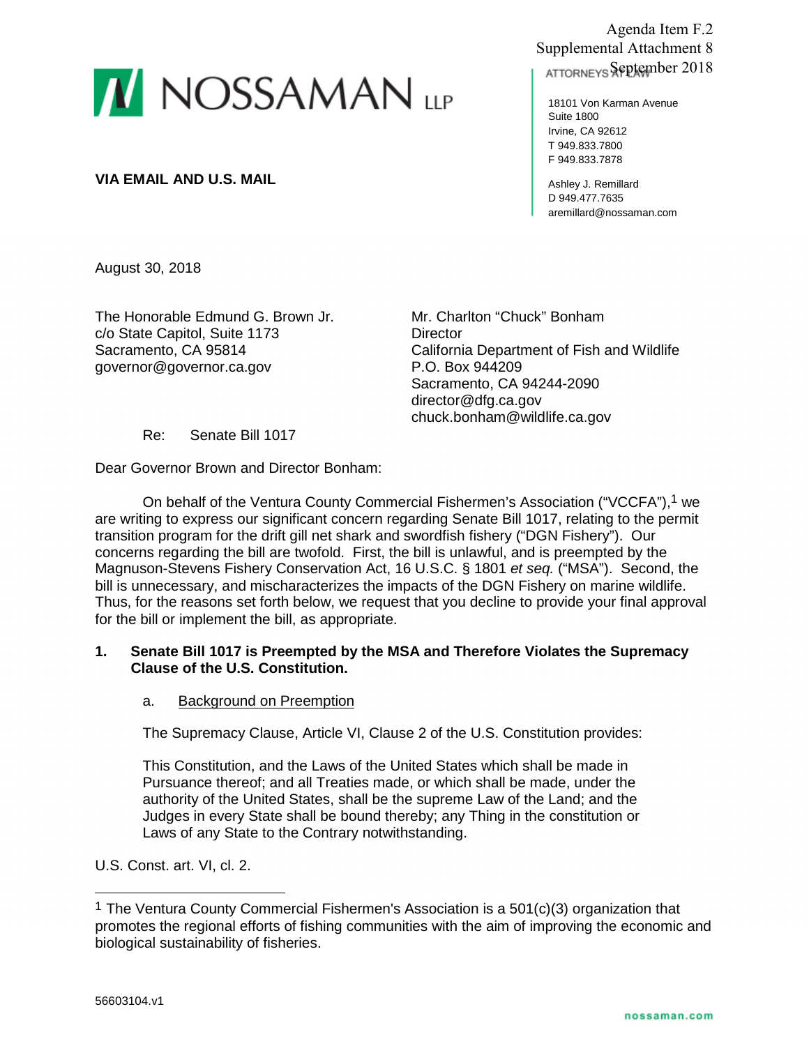Agenda Item F.2
Supplemental Attachment 8
September 2018

NOSSAMAN LLP

ATTORNEYS AT LAW

18101 Von Karman Avenue
Suite 1800
Irvine, CA 92612
T 949.833.7800
F 949.833.7878

Ashley J. Remillard
D 949.477.7635
aremillard@nossaman.com

**VIA EMAIL AND U.S. MAIL**

August 30, 2018

The Honorable Edmund G. Brown Jr.
c/o State Capitol, Suite 1173
Sacramento, CA 95814
governor@governor.ca.gov

Mr. Charlton "Chuck" Bonham
Director
California Department of Fish and Wildlife
P.O. Box 944209
Sacramento, CA 94244-2090
director@dfg.ca.gov
chuck.bonham@wildlife.ca.gov

Re: Senate Bill 1017

Dear Governor Brown and Director Bonham:

On behalf of the Ventura County Commercial Fishermen's Association ("VCCFA"),[1] we are writing to express our significant concern regarding Senate Bill 1017, relating to the permit transition program for the drift gill net shark and swordfish fishery ("DGN Fishery"). Our concerns regarding the bill are twofold. First, the bill is unlawful, and is preempted by the Magnuson-Stevens Fishery Conservation Act, 16 U.S.C. § 1801 *et seq.* ("MSA"). Second, the bill is unnecessary, and mischaracterizes the impacts of the DGN Fishery on marine wildlife. Thus, for the reasons set forth below, we request that you decline to provide your final approval for the bill or implement the bill, as appropriate.

**1. Senate Bill 1017 is Preempted by the MSA and Therefore Violates the Supremacy Clause of the U.S. Constitution.**

a. Background on Preemption

The Supremacy Clause, Article VI, Clause 2 of the U.S. Constitution provides:

> This Constitution, and the Laws of the United States which shall be made in Pursuance thereof; and all Treaties made, or which shall be made, under the authority of the United States, shall be the supreme Law of the Land; and the Judges in every State shall be bound thereby; any Thing in the constitution or Laws of any State to the Contrary notwithstanding.

U.S. Const. art. VI, cl. 2.

---

[1] The Ventura County Commercial Fishermen's Association is a 501(c)(3) organization that promotes the regional efforts of fishing communities with the aim of improving the economic and biological sustainability of fisheries.

56603104.v1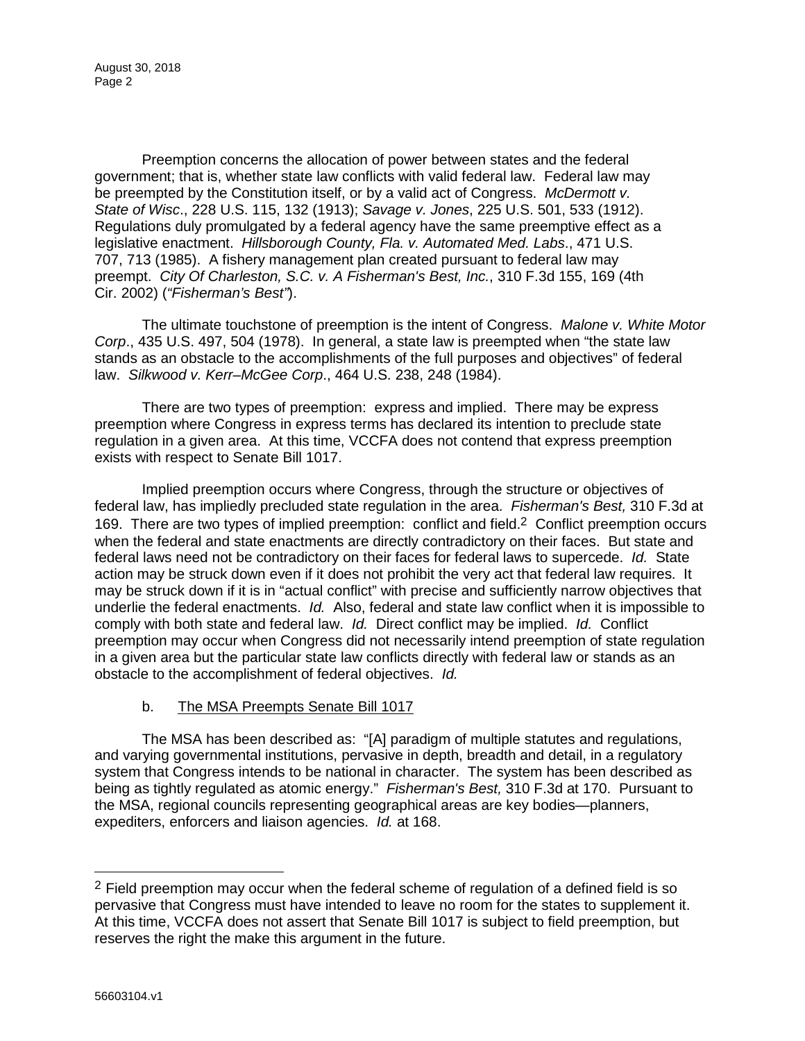Preemption concerns the allocation of power between states and the federal government; that is, whether state law conflicts with valid federal law. Federal law may be preempted by the Constitution itself, or by a valid act of Congress. *McDermott v. State of Wisc*., 228 U.S. 115, 132 (1913); *Savage v. Jones*, 225 U.S. 501, 533 (1912). Regulations duly promulgated by a federal agency have the same preemptive effect as a legislative enactment. *Hillsborough County, Fla. v. Automated Med. Labs*., 471 U.S. 707, 713 (1985). A fishery management plan created pursuant to federal law may preempt. *City Of Charleston, S.C. v. A Fisherman's Best, Inc.*, 310 F.3d 155, 169 (4th Cir. 2002) (*"Fisherman's Best"*).

The ultimate touchstone of preemption is the intent of Congress. *Malone v. White Motor Corp*., 435 U.S. 497, 504 (1978). In general, a state law is preempted when "the state law stands as an obstacle to the accomplishments of the full purposes and objectives" of federal law. *Silkwood v. Kerr–McGee Corp*., 464 U.S. 238, 248 (1984).

There are two types of preemption: express and implied. There may be express preemption where Congress in express terms has declared its intention to preclude state regulation in a given area. At this time, VCCFA does not contend that express preemption exists with respect to Senate Bill 1017.

Implied preemption occurs where Congress, through the structure or objectives of federal law, has impliedly precluded state regulation in the area. *Fisherman's Best,* 310 F.3d at 169. There are two types of implied preemption: conflict and field.[2] Conflict preemption occurs when the federal and state enactments are directly contradictory on their faces. But state and federal laws need not be contradictory on their faces for federal laws to supercede. *Id.* State action may be struck down even if it does not prohibit the very act that federal law requires. It may be struck down if it is in "actual conflict" with precise and sufficiently narrow objectives that underlie the federal enactments. *Id.* Also, federal and state law conflict when it is impossible to comply with both state and federal law. *Id.* Direct conflict may be implied. *Id.* Conflict preemption may occur when Congress did not necessarily intend preemption of state regulation in a given area but the particular state law conflicts directly with federal law or stands as an obstacle to the accomplishment of federal objectives. *Id.*

b. <u>The MSA Preempts Senate Bill 1017</u>

The MSA has been described as: "[A] paradigm of multiple statutes and regulations, and varying governmental institutions, pervasive in depth, breadth and detail, in a regulatory system that Congress intends to be national in character. The system has been described as being as tightly regulated as atomic energy." *Fisherman's Best,* 310 F.3d at 170. Pursuant to the MSA, regional councils representing geographical areas are key bodies—planners, expediters, enforcers and liaison agencies. *Id.* at 168.

---

[2] Field preemption may occur when the federal scheme of regulation of a defined field is so pervasive that Congress must have intended to leave no room for the states to supplement it. At this time, VCCFA does not assert that Senate Bill 1017 is subject to field preemption, but reserves the right the make this argument in the future.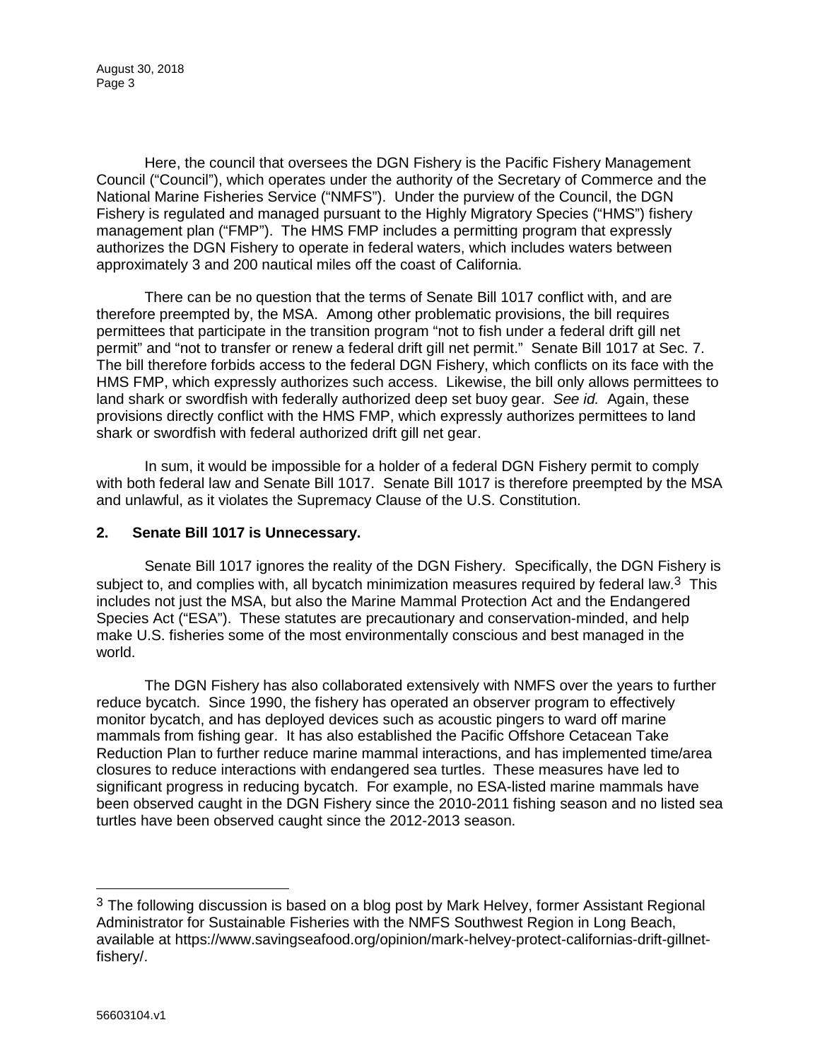Here, the council that oversees the DGN Fishery is the Pacific Fishery Management Council ("Council"), which operates under the authority of the Secretary of Commerce and the National Marine Fisheries Service ("NMFS"). Under the purview of the Council, the DGN Fishery is regulated and managed pursuant to the Highly Migratory Species ("HMS") fishery management plan ("FMP"). The HMS FMP includes a permitting program that expressly authorizes the DGN Fishery to operate in federal waters, which includes waters between approximately 3 and 200 nautical miles off the coast of California.

There can be no question that the terms of Senate Bill 1017 conflict with, and are therefore preempted by, the MSA. Among other problematic provisions, the bill requires permittees that participate in the transition program "not to fish under a federal drift gill net permit" and "not to transfer or renew a federal drift gill net permit." Senate Bill 1017 at Sec. 7. The bill therefore forbids access to the federal DGN Fishery, which conflicts on its face with the HMS FMP, which expressly authorizes such access. Likewise, the bill only allows permittees to land shark or swordfish with federally authorized deep set buoy gear. *See id.* Again, these provisions directly conflict with the HMS FMP, which expressly authorizes permittees to land shark or swordfish with federal authorized drift gill net gear.

In sum, it would be impossible for a holder of a federal DGN Fishery permit to comply with both federal law and Senate Bill 1017. Senate Bill 1017 is therefore preempted by the MSA and unlawful, as it violates the Supremacy Clause of the U.S. Constitution.

## 2. Senate Bill 1017 is Unnecessary.

Senate Bill 1017 ignores the reality of the DGN Fishery. Specifically, the DGN Fishery is subject to, and complies with, all bycatch minimization measures required by federal law.[3] This includes not just the MSA, but also the Marine Mammal Protection Act and the Endangered Species Act ("ESA"). These statutes are precautionary and conservation-minded, and help make U.S. fisheries some of the most environmentally conscious and best managed in the world.

The DGN Fishery has also collaborated extensively with NMFS over the years to further reduce bycatch. Since 1990, the fishery has operated an observer program to effectively monitor bycatch, and has deployed devices such as acoustic pingers to ward off marine mammals from fishing gear. It has also established the Pacific Offshore Cetacean Take Reduction Plan to further reduce marine mammal interactions, and has implemented time/area closures to reduce interactions with endangered sea turtles. These measures have led to significant progress in reducing bycatch. For example, no ESA-listed marine mammals have been observed caught in the DGN Fishery since the 2010-2011 fishing season and no listed sea turtles have been observed caught since the 2012-2013 season.

---

[3] The following discussion is based on a blog post by Mark Helvey, former Assistant Regional Administrator for Sustainable Fisheries with the NMFS Southwest Region in Long Beach, available at https://www.savingseafood.org/opinion/mark-helvey-protect-californias-drift-gillnet-fishery/.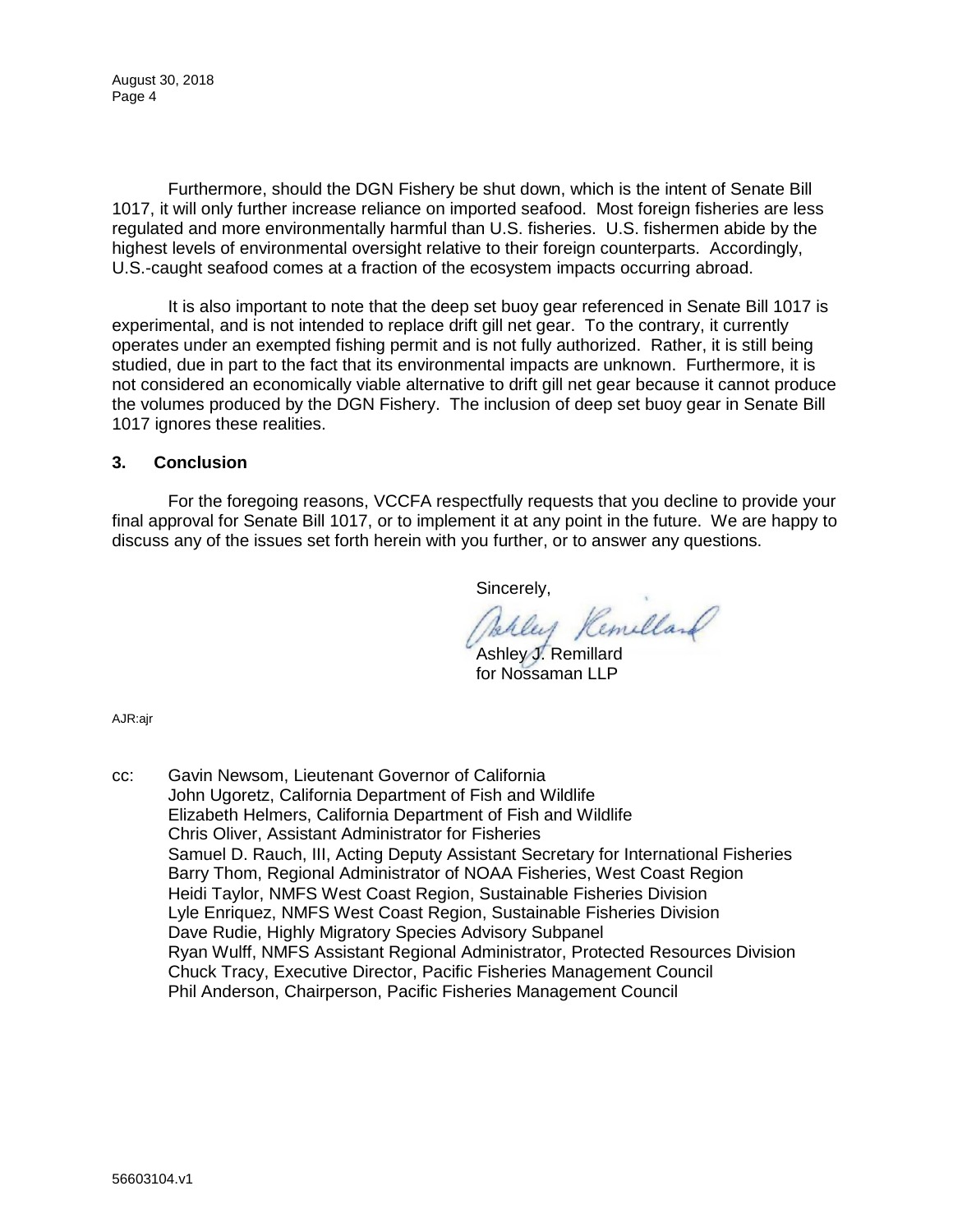Furthermore, should the DGN Fishery be shut down, which is the intent of Senate Bill 1017, it will only further increase reliance on imported seafood. Most foreign fisheries are less regulated and more environmentally harmful than U.S. fisheries. U.S. fishermen abide by the highest levels of environmental oversight relative to their foreign counterparts. Accordingly, U.S.-caught seafood comes at a fraction of the ecosystem impacts occurring abroad.

It is also important to note that the deep set buoy gear referenced in Senate Bill 1017 is experimental, and is not intended to replace drift gill net gear. To the contrary, it currently operates under an exempted fishing permit and is not fully authorized. Rather, it is still being studied, due in part to the fact that its environmental impacts are unknown. Furthermore, it is not considered an economically viable alternative to drift gill net gear because it cannot produce the volumes produced by the DGN Fishery. The inclusion of deep set buoy gear in Senate Bill 1017 ignores these realities.

### 3. Conclusion

For the foregoing reasons, VCCFA respectfully requests that you decline to provide your final approval for Senate Bill 1017, or to implement it at any point in the future. We are happy to discuss any of the issues set forth herein with you further, or to answer any questions.

Sincerely,

Ashley J. Remillard
for Nossaman LLP

AJR:ajr

cc: Gavin Newsom, Lieutenant Governor of California
John Ugoretz, California Department of Fish and Wildlife
Elizabeth Helmers, California Department of Fish and Wildlife
Chris Oliver, Assistant Administrator for Fisheries
Samuel D. Rauch, III, Acting Deputy Assistant Secretary for International Fisheries
Barry Thom, Regional Administrator of NOAA Fisheries, West Coast Region
Heidi Taylor, NMFS West Coast Region, Sustainable Fisheries Division
Lyle Enriquez, NMFS West Coast Region, Sustainable Fisheries Division
Dave Rudie, Highly Migratory Species Advisory Subpanel
Ryan Wulff, NMFS Assistant Regional Administrator, Protected Resources Division
Chuck Tracy, Executive Director, Pacific Fisheries Management Council
Phil Anderson, Chairperson, Pacific Fisheries Management Council

56603104.v1